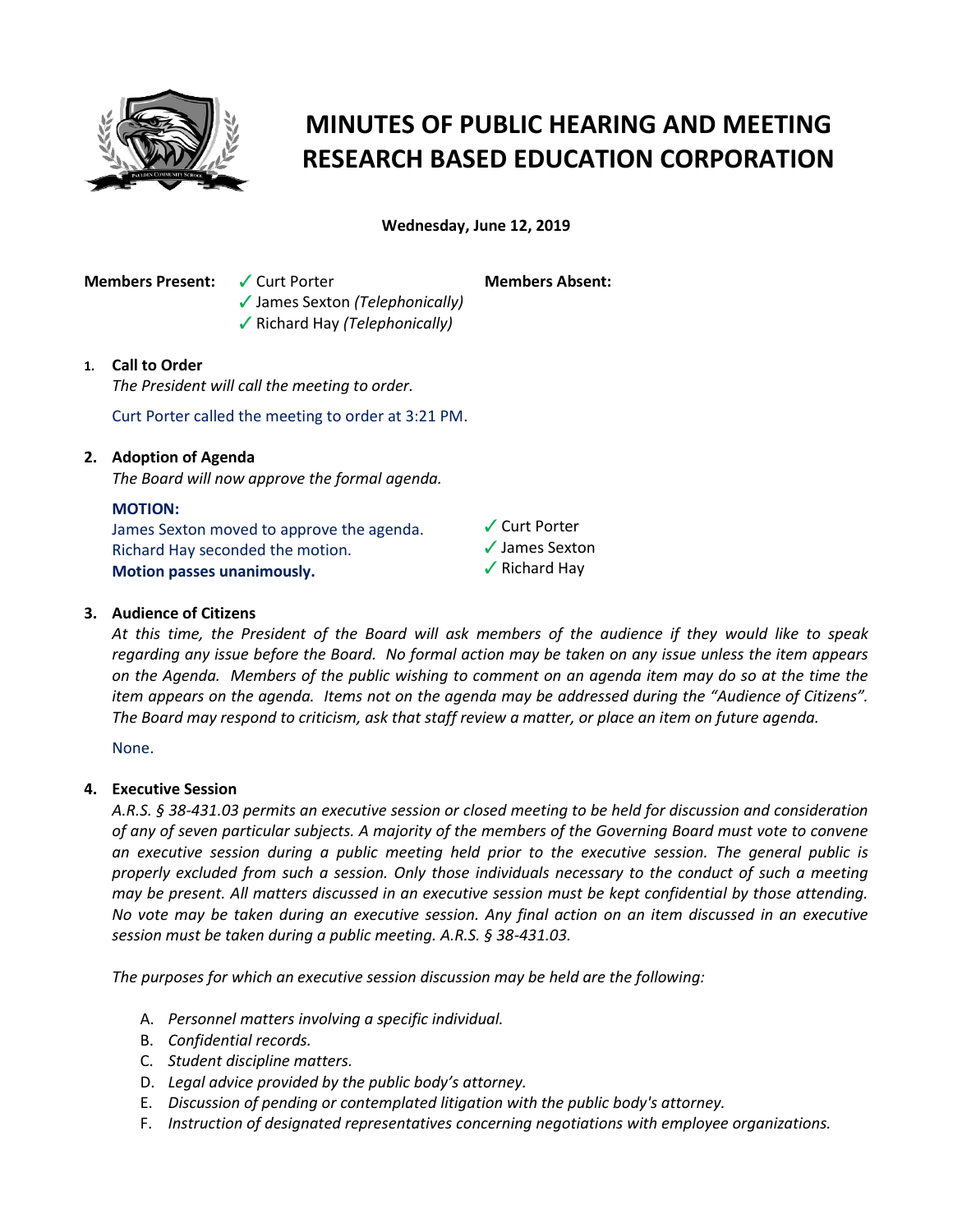# MINUTES OF PUBLIC HEARING AND MEETING
# RESEARCH BASED EDUCATION CORPORATION

**Wednesday, June 12, 2019**

**Members Present:** ✓ Curt Porter
✓ James Sexton *(Telephonically)*
✓ Richard Hay *(Telephonically)*

**Members Absent:**

1. **Call to Order**
   *The President will call the meeting to order.*

   Curt Porter called the meeting to order at 3:21 PM.

2. **Adoption of Agenda**
   *The Board will now approve the formal agenda.*

   **MOTION:**
   James Sexton moved to approve the agenda.
   Richard Hay seconded the motion.
   **Motion passes unanimously.**

   ✓ Curt Porter
   ✓ James Sexton
   ✓ Richard Hay

3. **Audience of Citizens**
   *At this time, the President of the Board will ask members of the audience if they would like to speak regarding any issue before the Board. No formal action may be taken on any issue unless the item appears on the Agenda. Members of the public wishing to comment on an agenda item may do so at the time the item appears on the agenda. Items not on the agenda may be addressed during the "Audience of Citizens". The Board may respond to criticism, ask that staff review a matter, or place an item on future agenda.*

   None.

4. **Executive Session**
   *A.R.S. § 38-431.03 permits an executive session or closed meeting to be held for discussion and consideration of any of seven particular subjects. A majority of the members of the Governing Board must vote to convene an executive session during a public meeting held prior to the executive session. The general public is properly excluded from such a session. Only those individuals necessary to the conduct of such a meeting may be present. All matters discussed in an executive session must be kept confidential by those attending. No vote may be taken during an executive session. Any final action on an item discussed in an executive session must be taken during a public meeting. A.R.S. § 38-431.03.*

   *The purposes for which an executive session discussion may be held are the following:*

   A. *Personnel matters involving a specific individual.*
   B. *Confidential records.*
   C. *Student discipline matters.*
   D. *Legal advice provided by the public body's attorney.*
   E. *Discussion of pending or contemplated litigation with the public body's attorney.*
   F. *Instruction of designated representatives concerning negotiations with employee organizations.*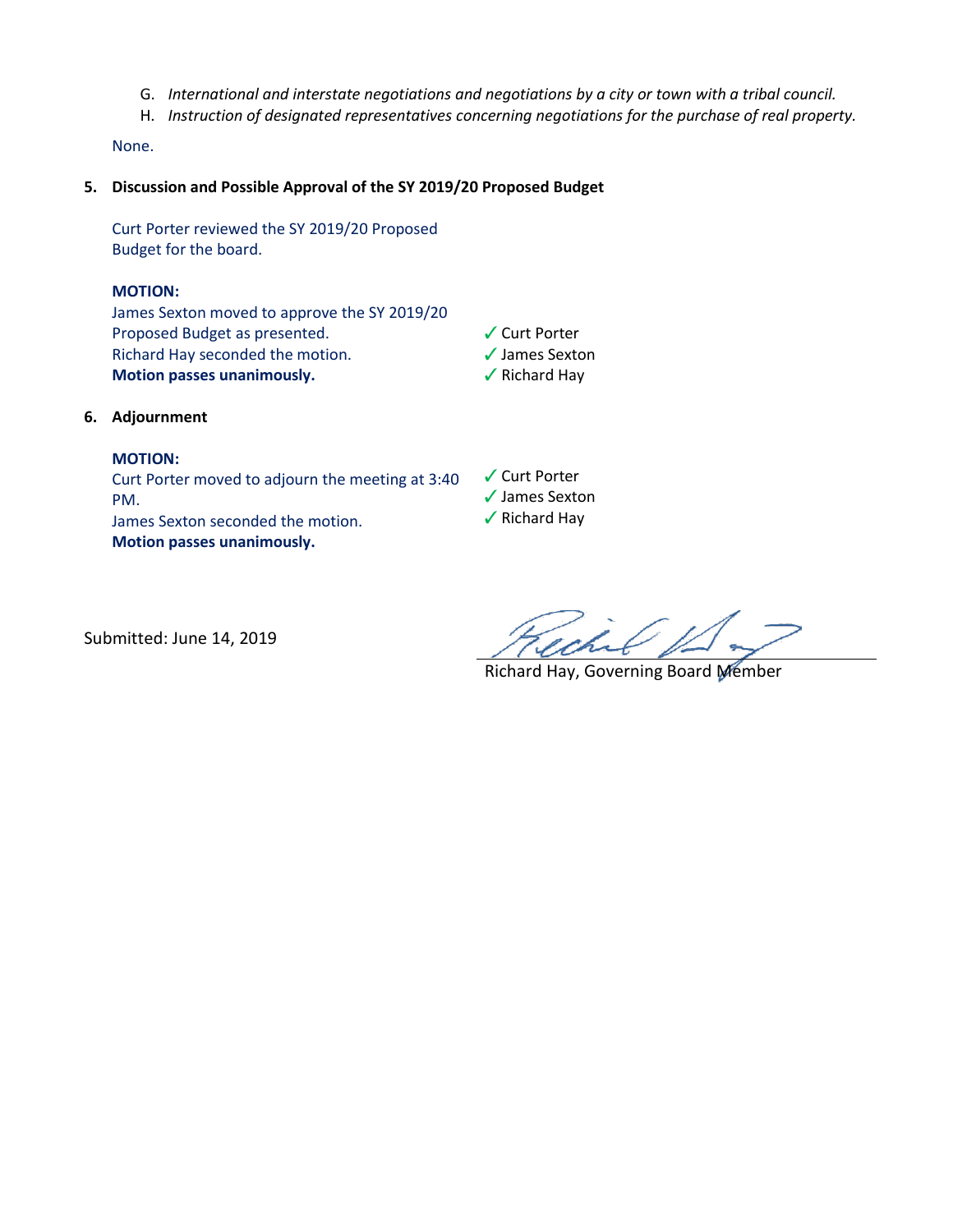G. *International and interstate negotiations and negotiations by a city or town with a tribal council.*
H. *Instruction of designated representatives concerning negotiations for the purchase of real property.*

None.

**5. Discussion and Possible Approval of the SY 2019/20 Proposed Budget**

Curt Porter reviewed the SY 2019/20 Proposed Budget for the board.

**MOTION:**
James Sexton moved to approve the SY 2019/20 Proposed Budget as presented.
Richard Hay seconded the motion.
**Motion passes unanimously.**

✓ Curt Porter
✓ James Sexton
✓ Richard Hay

**6. Adjournment**

**MOTION:**
Curt Porter moved to adjourn the meeting at 3:40 PM.
James Sexton seconded the motion.
**Motion passes unanimously.**

✓ Curt Porter
✓ James Sexton
✓ Richard Hay

Submitted: June 14, 2019

Richard Hay, Governing Board Member